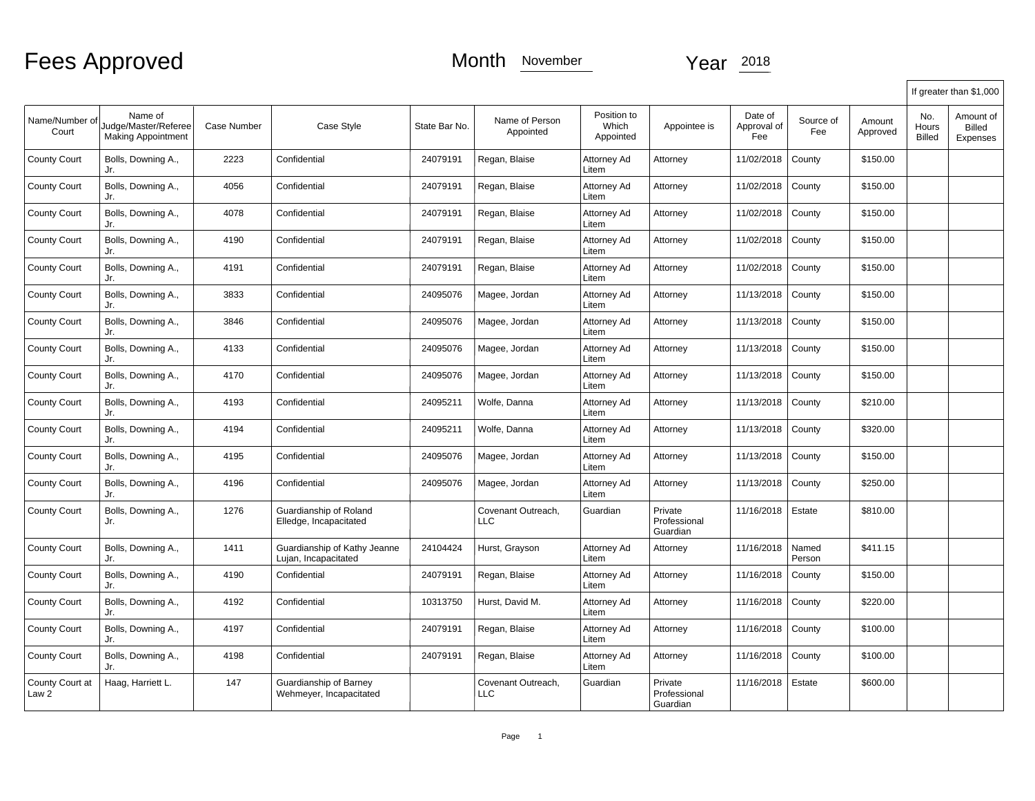# Fees Approved

Month November Year 2018

| Name/Number of Court | Name of Judge/Master/Referee Making Appointment | Case Number | Case Style | State Bar No. | Name of Person Appointed | Position to Which Appointed | Appointee is | Date of Approval of Fee | Source of Fee | Amount Approved | If greater than $1,000 No. Hours Billed | Amount of Billed Expenses |
|---|---|---|---|---|---|---|---|---|---|---|---|---|
| County Court | Bolls, Downing A., Jr. | 2223 | Confidential | 24079191 | Regan, Blaise | Attorney Ad Litem | Attorney | 11/02/2018 | County | $150.00 | | |
| County Court | Bolls, Downing A., Jr. | 4056 | Confidential | 24079191 | Regan, Blaise | Attorney Ad Litem | Attorney | 11/02/2018 | County | $150.00 | | |
| County Court | Bolls, Downing A., Jr. | 4078 | Confidential | 24079191 | Regan, Blaise | Attorney Ad Litem | Attorney | 11/02/2018 | County | $150.00 | | |
| County Court | Bolls, Downing A., Jr. | 4190 | Confidential | 24079191 | Regan, Blaise | Attorney Ad Litem | Attorney | 11/02/2018 | County | $150.00 | | |
| County Court | Bolls, Downing A., Jr. | 4191 | Confidential | 24079191 | Regan, Blaise | Attorney Ad Litem | Attorney | 11/02/2018 | County | $150.00 | | |
| County Court | Bolls, Downing A., Jr. | 3833 | Confidential | 24095076 | Magee, Jordan | Attorney Ad Litem | Attorney | 11/13/2018 | County | $150.00 | | |
| County Court | Bolls, Downing A., Jr. | 3846 | Confidential | 24095076 | Magee, Jordan | Attorney Ad Litem | Attorney | 11/13/2018 | County | $150.00 | | |
| County Court | Bolls, Downing A., Jr. | 4133 | Confidential | 24095076 | Magee, Jordan | Attorney Ad Litem | Attorney | 11/13/2018 | County | $150.00 | | |
| County Court | Bolls, Downing A., Jr. | 4170 | Confidential | 24095076 | Magee, Jordan | Attorney Ad Litem | Attorney | 11/13/2018 | County | $150.00 | | |
| County Court | Bolls, Downing A., Jr. | 4193 | Confidential | 24095211 | Wolfe, Danna | Attorney Ad Litem | Attorney | 11/13/2018 | County | $210.00 | | |
| County Court | Bolls, Downing A., Jr. | 4194 | Confidential | 24095211 | Wolfe, Danna | Attorney Ad Litem | Attorney | 11/13/2018 | County | $320.00 | | |
| County Court | Bolls, Downing A., Jr. | 4195 | Confidential | 24095076 | Magee, Jordan | Attorney Ad Litem | Attorney | 11/13/2018 | County | $150.00 | | |
| County Court | Bolls, Downing A., Jr. | 4196 | Confidential | 24095076 | Magee, Jordan | Attorney Ad Litem | Attorney | 11/13/2018 | County | $250.00 | | |
| County Court | Bolls, Downing A., Jr. | 1276 | Guardianship of Roland Elledge, Incapacitated | | Covenant Outreach, LLC | Guardian | Private Professional Guardian | 11/16/2018 | Estate | $810.00 | | |
| County Court | Bolls, Downing A., Jr. | 1411 | Guardianship of Kathy Jeanne Lujan, Incapacitated | 24104424 | Hurst, Grayson | Attorney Ad Litem | Attorney | 11/16/2018 | Named Person | $411.15 | | |
| County Court | Bolls, Downing A., Jr. | 4190 | Confidential | 24079191 | Regan, Blaise | Attorney Ad Litem | Attorney | 11/16/2018 | County | $150.00 | | |
| County Court | Bolls, Downing A., Jr. | 4192 | Confidential | 10313750 | Hurst, David M. | Attorney Ad Litem | Attorney | 11/16/2018 | County | $220.00 | | |
| County Court | Bolls, Downing A., Jr. | 4197 | Confidential | 24079191 | Regan, Blaise | Attorney Ad Litem | Attorney | 11/16/2018 | County | $100.00 | | |
| County Court | Bolls, Downing A., Jr. | 4198 | Confidential | 24079191 | Regan, Blaise | Attorney Ad Litem | Attorney | 11/16/2018 | County | $100.00 | | |
| County Court at Law 2 | Haag, Harriett L. | 147 | Guardianship of Barney Wehmeyer, Incapacitated | | Covenant Outreach, LLC | Guardian | Private Professional Guardian | 11/16/2018 | Estate | $600.00 | | |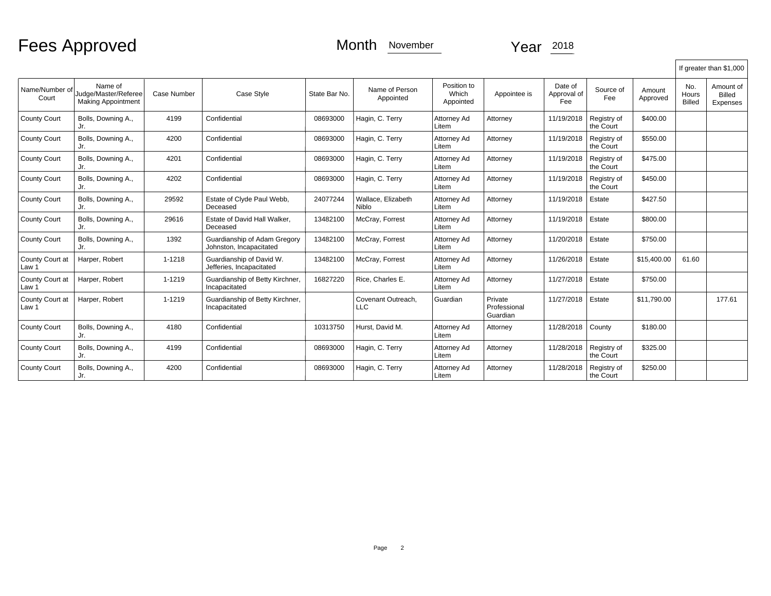# Fees Approved

Month November Year 2018

| Name/Number of Court | Name of Judge/Master/Referee Making Appointment | Case Number | Case Style | State Bar No. | Name of Person Appointed | Position to Which Appointed | Appointee is | Date of Approval of Fee | Source of Fee | Amount Approved | If greater than $1,000 No. Hours Billed | If greater than $1,000 Amount of Billed Expenses |
|---|---|---|---|---|---|---|---|---|---|---|---|---|
| County Court | Bolls, Downing A., Jr. | 4199 | Confidential | 08693000 | Hagin, C. Terry | Attorney Ad Litem | Attorney | 11/19/2018 | Registry of the Court | $400.00 | | |
| County Court | Bolls, Downing A., Jr. | 4200 | Confidential | 08693000 | Hagin, C. Terry | Attorney Ad Litem | Attorney | 11/19/2018 | Registry of the Court | $550.00 | | |
| County Court | Bolls, Downing A., Jr. | 4201 | Confidential | 08693000 | Hagin, C. Terry | Attorney Ad Litem | Attorney | 11/19/2018 | Registry of the Court | $475.00 | | |
| County Court | Bolls, Downing A., Jr. | 4202 | Confidential | 08693000 | Hagin, C. Terry | Attorney Ad Litem | Attorney | 11/19/2018 | Registry of the Court | $450.00 | | |
| County Court | Bolls, Downing A., Jr. | 29592 | Estate of Clyde Paul Webb, Deceased | 24077244 | Wallace, Elizabeth Niblo | Attorney Ad Litem | Attorney | 11/19/2018 | Estate | $427.50 | | |
| County Court | Bolls, Downing A., Jr. | 29616 | Estate of David Hall Walker, Deceased | 13482100 | McCray, Forrest | Attorney Ad Litem | Attorney | 11/19/2018 | Estate | $800.00 | | |
| County Court | Bolls, Downing A., Jr. | 1392 | Guardianship of Adam Gregory Johnston, Incapacitated | 13482100 | McCray, Forrest | Attorney Ad Litem | Attorney | 11/20/2018 | Estate | $750.00 | | |
| County Court at Law 1 | Harper, Robert | 1-1218 | Guardianship of David W. Jefferies, Incapacitated | 13482100 | McCray, Forrest | Attorney Ad Litem | Attorney | 11/26/2018 | Estate | $15,400.00 | 61.60 | |
| County Court at Law 1 | Harper, Robert | 1-1219 | Guardianship of Betty Kirchner, Incapacitated | 16827220 | Rice, Charles E. | Attorney Ad Litem | Attorney | 11/27/2018 | Estate | $750.00 | | |
| County Court at Law 1 | Harper, Robert | 1-1219 | Guardianship of Betty Kirchner, Incapacitated | | Covenant Outreach, LLC | Guardian | Private Professional Guardian | 11/27/2018 | Estate | $11,790.00 | | 177.61 |
| County Court | Bolls, Downing A., Jr. | 4180 | Confidential | 10313750 | Hurst, David M. | Attorney Ad Litem | Attorney | 11/28/2018 | County | $180.00 | | |
| County Court | Bolls, Downing A., Jr. | 4199 | Confidential | 08693000 | Hagin, C. Terry | Attorney Ad Litem | Attorney | 11/28/2018 | Registry of the Court | $325.00 | | |
| County Court | Bolls, Downing A., Jr. | 4200 | Confidential | 08693000 | Hagin, C. Terry | Attorney Ad Litem | Attorney | 11/28/2018 | Registry of the Court | $250.00 | | |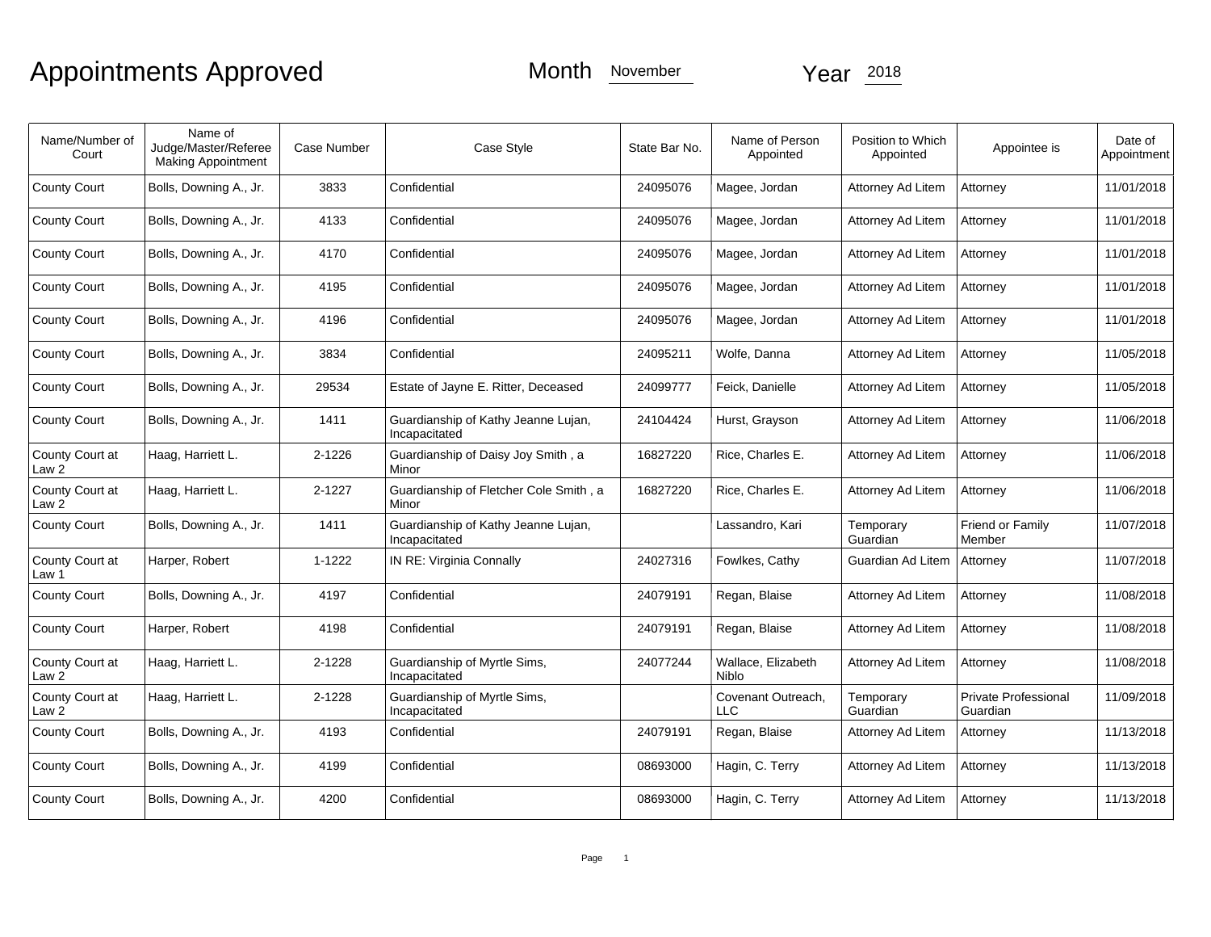# Appointments Approved

Month November Year 2018

| Name/Number of Court | Name of Judge/Master/Referee Making Appointment | Case Number | Case Style | State Bar No. | Name of Person Appointed | Position to Which Appointed | Appointee is | Date of Appointment |
|---|---|---|---|---|---|---|---|---|
| County Court | Bolls, Downing A., Jr. | 3833 | Confidential | 24095076 | Magee, Jordan | Attorney Ad Litem | Attorney | 11/01/2018 |
| County Court | Bolls, Downing A., Jr. | 4133 | Confidential | 24095076 | Magee, Jordan | Attorney Ad Litem | Attorney | 11/01/2018 |
| County Court | Bolls, Downing A., Jr. | 4170 | Confidential | 24095076 | Magee, Jordan | Attorney Ad Litem | Attorney | 11/01/2018 |
| County Court | Bolls, Downing A., Jr. | 4195 | Confidential | 24095076 | Magee, Jordan | Attorney Ad Litem | Attorney | 11/01/2018 |
| County Court | Bolls, Downing A., Jr. | 4196 | Confidential | 24095076 | Magee, Jordan | Attorney Ad Litem | Attorney | 11/01/2018 |
| County Court | Bolls, Downing A., Jr. | 3834 | Confidential | 24095211 | Wolfe, Danna | Attorney Ad Litem | Attorney | 11/05/2018 |
| County Court | Bolls, Downing A., Jr. | 29534 | Estate of Jayne E. Ritter, Deceased | 24099777 | Feick, Danielle | Attorney Ad Litem | Attorney | 11/05/2018 |
| County Court | Bolls, Downing A., Jr. | 1411 | Guardianship of Kathy Jeanne Lujan, Incapacitated | 24104424 | Hurst, Grayson | Attorney Ad Litem | Attorney | 11/06/2018 |
| County Court at Law 2 | Haag, Harriett L. | 2-1226 | Guardianship of Daisy Joy Smith , a Minor | 16827220 | Rice, Charles E. | Attorney Ad Litem | Attorney | 11/06/2018 |
| County Court at Law 2 | Haag, Harriett L. | 2-1227 | Guardianship of Fletcher Cole Smith , a Minor | 16827220 | Rice, Charles E. | Attorney Ad Litem | Attorney | 11/06/2018 |
| County Court | Bolls, Downing A., Jr. | 1411 | Guardianship of Kathy Jeanne Lujan, Incapacitated | | Lassandro, Kari | Temporary Guardian | Friend or Family Member | 11/07/2018 |
| County Court at Law 1 | Harper, Robert | 1-1222 | IN RE: Virginia Connally | 24027316 | Fowlkes, Cathy | Guardian Ad Litem | Attorney | 11/07/2018 |
| County Court | Bolls, Downing A., Jr. | 4197 | Confidential | 24079191 | Regan, Blaise | Attorney Ad Litem | Attorney | 11/08/2018 |
| County Court | Harper, Robert | 4198 | Confidential | 24079191 | Regan, Blaise | Attorney Ad Litem | Attorney | 11/08/2018 |
| County Court at Law 2 | Haag, Harriett L. | 2-1228 | Guardianship of Myrtle Sims, Incapacitated | 24077244 | Wallace, Elizabeth Niblo | Attorney Ad Litem | Attorney | 11/08/2018 |
| County Court at Law 2 | Haag, Harriett L. | 2-1228 | Guardianship of Myrtle Sims, Incapacitated | | Covenant Outreach, LLC | Temporary Guardian | Private Professional Guardian | 11/09/2018 |
| County Court | Bolls, Downing A., Jr. | 4193 | Confidential | 24079191 | Regan, Blaise | Attorney Ad Litem | Attorney | 11/13/2018 |
| County Court | Bolls, Downing A., Jr. | 4199 | Confidential | 08693000 | Hagin, C. Terry | Attorney Ad Litem | Attorney | 11/13/2018 |
| County Court | Bolls, Downing A., Jr. | 4200 | Confidential | 08693000 | Hagin, C. Terry | Attorney Ad Litem | Attorney | 11/13/2018 |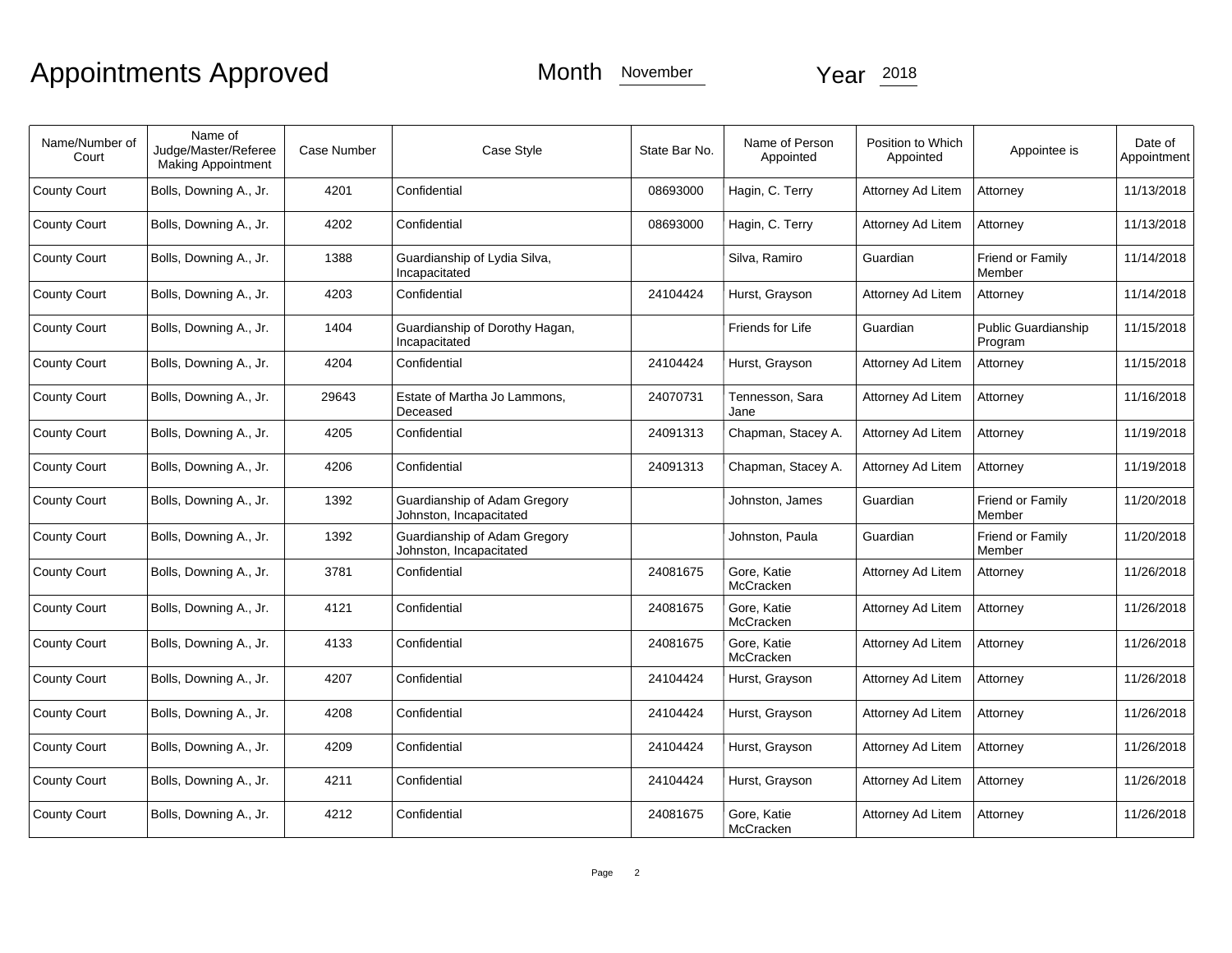# Appointments Approved

Month November Year 2018

| Name/Number of Court | Name of Judge/Master/Referee Making Appointment | Case Number | Case Style | State Bar No. | Name of Person Appointed | Position to Which Appointed | Appointee is | Date of Appointment |
|---|---|---|---|---|---|---|---|---|
| County Court | Bolls, Downing A., Jr. | 4201 | Confidential | 08693000 | Hagin, C. Terry | Attorney Ad Litem | Attorney | 11/13/2018 |
| County Court | Bolls, Downing A., Jr. | 4202 | Confidential | 08693000 | Hagin, C. Terry | Attorney Ad Litem | Attorney | 11/13/2018 |
| County Court | Bolls, Downing A., Jr. | 1388 | Guardianship of Lydia Silva, Incapacitated | | Silva, Ramiro | Guardian | Friend or Family Member | 11/14/2018 |
| County Court | Bolls, Downing A., Jr. | 4203 | Confidential | 24104424 | Hurst, Grayson | Attorney Ad Litem | Attorney | 11/14/2018 |
| County Court | Bolls, Downing A., Jr. | 1404 | Guardianship of Dorothy Hagan, Incapacitated | | Friends for Life | Guardian | Public Guardianship Program | 11/15/2018 |
| County Court | Bolls, Downing A., Jr. | 4204 | Confidential | 24104424 | Hurst, Grayson | Attorney Ad Litem | Attorney | 11/15/2018 |
| County Court | Bolls, Downing A., Jr. | 29643 | Estate of Martha Jo Lammons, Deceased | 24070731 | Tennesson, Sara Jane | Attorney Ad Litem | Attorney | 11/16/2018 |
| County Court | Bolls, Downing A., Jr. | 4205 | Confidential | 24091313 | Chapman, Stacey A. | Attorney Ad Litem | Attorney | 11/19/2018 |
| County Court | Bolls, Downing A., Jr. | 4206 | Confidential | 24091313 | Chapman, Stacey A. | Attorney Ad Litem | Attorney | 11/19/2018 |
| County Court | Bolls, Downing A., Jr. | 1392 | Guardianship of Adam Gregory Johnston, Incapacitated | | Johnston, James | Guardian | Friend or Family Member | 11/20/2018 |
| County Court | Bolls, Downing A., Jr. | 1392 | Guardianship of Adam Gregory Johnston, Incapacitated | | Johnston, Paula | Guardian | Friend or Family Member | 11/20/2018 |
| County Court | Bolls, Downing A., Jr. | 3781 | Confidential | 24081675 | Gore, Katie McCracken | Attorney Ad Litem | Attorney | 11/26/2018 |
| County Court | Bolls, Downing A., Jr. | 4121 | Confidential | 24081675 | Gore, Katie McCracken | Attorney Ad Litem | Attorney | 11/26/2018 |
| County Court | Bolls, Downing A., Jr. | 4133 | Confidential | 24081675 | Gore, Katie McCracken | Attorney Ad Litem | Attorney | 11/26/2018 |
| County Court | Bolls, Downing A., Jr. | 4207 | Confidential | 24104424 | Hurst, Grayson | Attorney Ad Litem | Attorney | 11/26/2018 |
| County Court | Bolls, Downing A., Jr. | 4208 | Confidential | 24104424 | Hurst, Grayson | Attorney Ad Litem | Attorney | 11/26/2018 |
| County Court | Bolls, Downing A., Jr. | 4209 | Confidential | 24104424 | Hurst, Grayson | Attorney Ad Litem | Attorney | 11/26/2018 |
| County Court | Bolls, Downing A., Jr. | 4211 | Confidential | 24104424 | Hurst, Grayson | Attorney Ad Litem | Attorney | 11/26/2018 |
| County Court | Bolls, Downing A., Jr. | 4212 | Confidential | 24081675 | Gore, Katie McCracken | Attorney Ad Litem | Attorney | 11/26/2018 |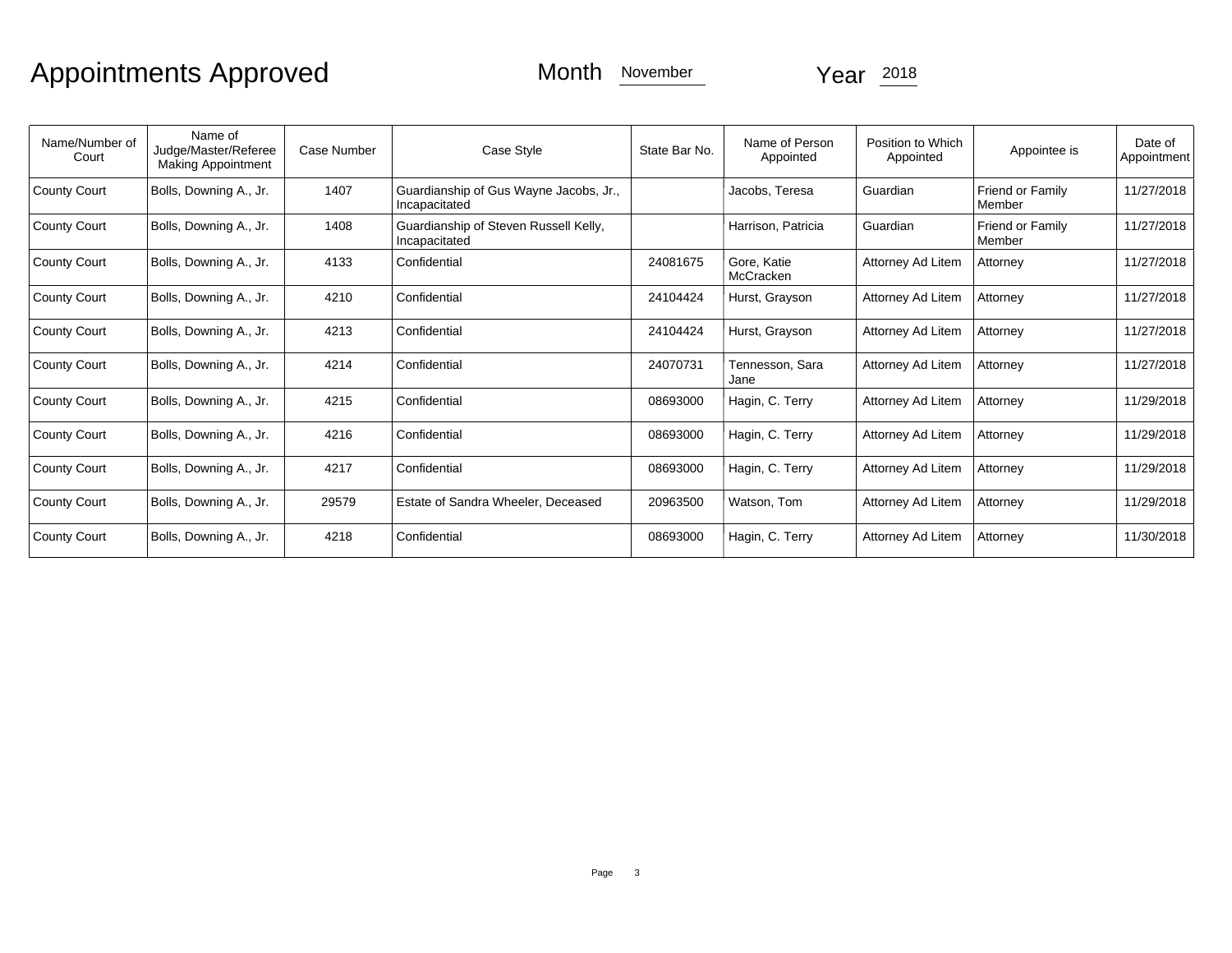# Appointments Approved

Month November

Year 2018

| Name/Number of Court | Name of Judge/Master/Referee Making Appointment | Case Number | Case Style | State Bar No. | Name of Person Appointed | Position to Which Appointed | Appointee is | Date of Appointment |
|---|---|---|---|---|---|---|---|---|
| County Court | Bolls, Downing A., Jr. | 1407 | Guardianship of Gus Wayne Jacobs, Jr., Incapacitated | | Jacobs, Teresa | Guardian | Friend or Family Member | 11/27/2018 |
| County Court | Bolls, Downing A., Jr. | 1408 | Guardianship of Steven Russell Kelly, Incapacitated | | Harrison, Patricia | Guardian | Friend or Family Member | 11/27/2018 |
| County Court | Bolls, Downing A., Jr. | 4133 | Confidential | 24081675 | Gore, Katie McCracken | Attorney Ad Litem | Attorney | 11/27/2018 |
| County Court | Bolls, Downing A., Jr. | 4210 | Confidential | 24104424 | Hurst, Grayson | Attorney Ad Litem | Attorney | 11/27/2018 |
| County Court | Bolls, Downing A., Jr. | 4213 | Confidential | 24104424 | Hurst, Grayson | Attorney Ad Litem | Attorney | 11/27/2018 |
| County Court | Bolls, Downing A., Jr. | 4214 | Confidential | 24070731 | Tennesson, Sara Jane | Attorney Ad Litem | Attorney | 11/27/2018 |
| County Court | Bolls, Downing A., Jr. | 4215 | Confidential | 08693000 | Hagin, C. Terry | Attorney Ad Litem | Attorney | 11/29/2018 |
| County Court | Bolls, Downing A., Jr. | 4216 | Confidential | 08693000 | Hagin, C. Terry | Attorney Ad Litem | Attorney | 11/29/2018 |
| County Court | Bolls, Downing A., Jr. | 4217 | Confidential | 08693000 | Hagin, C. Terry | Attorney Ad Litem | Attorney | 11/29/2018 |
| County Court | Bolls, Downing A., Jr. | 29579 | Estate of Sandra Wheeler, Deceased | 20963500 | Watson, Tom | Attorney Ad Litem | Attorney | 11/29/2018 |
| County Court | Bolls, Downing A., Jr. | 4218 | Confidential | 08693000 | Hagin, C. Terry | Attorney Ad Litem | Attorney | 11/30/2018 |